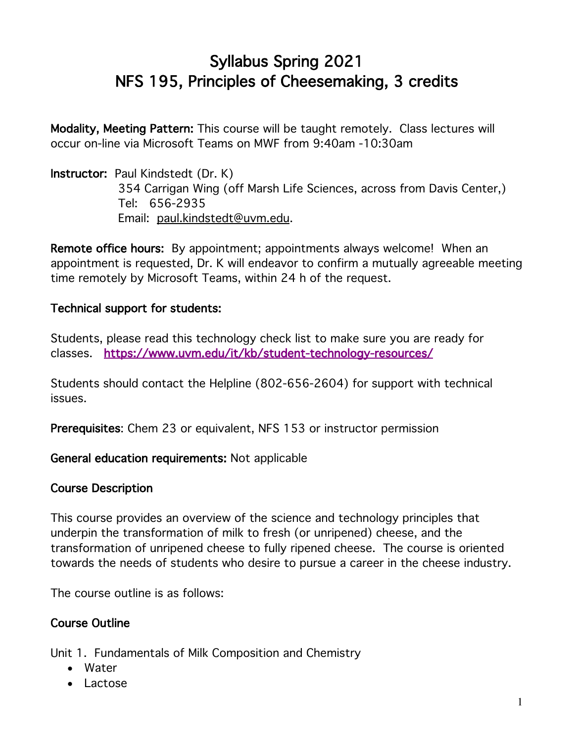# Syllabus Spring 2021
# NFS 195, Principles of Cheesemaking, 3 credits

**Modality, Meeting Pattern:** This course will be taught remotely. Class lectures will occur on-line via Microsoft Teams on MWF from 9:40am -10:30am

**Instructor:** Paul Kindstedt (Dr. K)
354 Carrigan Wing (off Marsh Life Sciences, across from Davis Center,)
Tel: 656-2935
Email: paul.kindstedt@uvm.edu.

**Remote office hours:** By appointment; appointments always welcome! When an appointment is requested, Dr. K will endeavor to confirm a mutually agreeable meeting time remotely by Microsoft Teams, within 24 h of the request.

**Technical support for students:**

Students, please read this technology check list to make sure you are ready for classes. https://www.uvm.edu/it/kb/student-technology-resources/

Students should contact the Helpline (802-656-2604) for support with technical issues.

**Prerequisites**: Chem 23 or equivalent, NFS 153 or instructor permission

**General education requirements:** Not applicable

**Course Description**

This course provides an overview of the science and technology principles that underpin the transformation of milk to fresh (or unripened) cheese, and the transformation of unripened cheese to fully ripened cheese. The course is oriented towards the needs of students who desire to pursue a career in the cheese industry.

The course outline is as follows:

**Course Outline**

Unit 1. Fundamentals of Milk Composition and Chemistry

- Water
- Lactose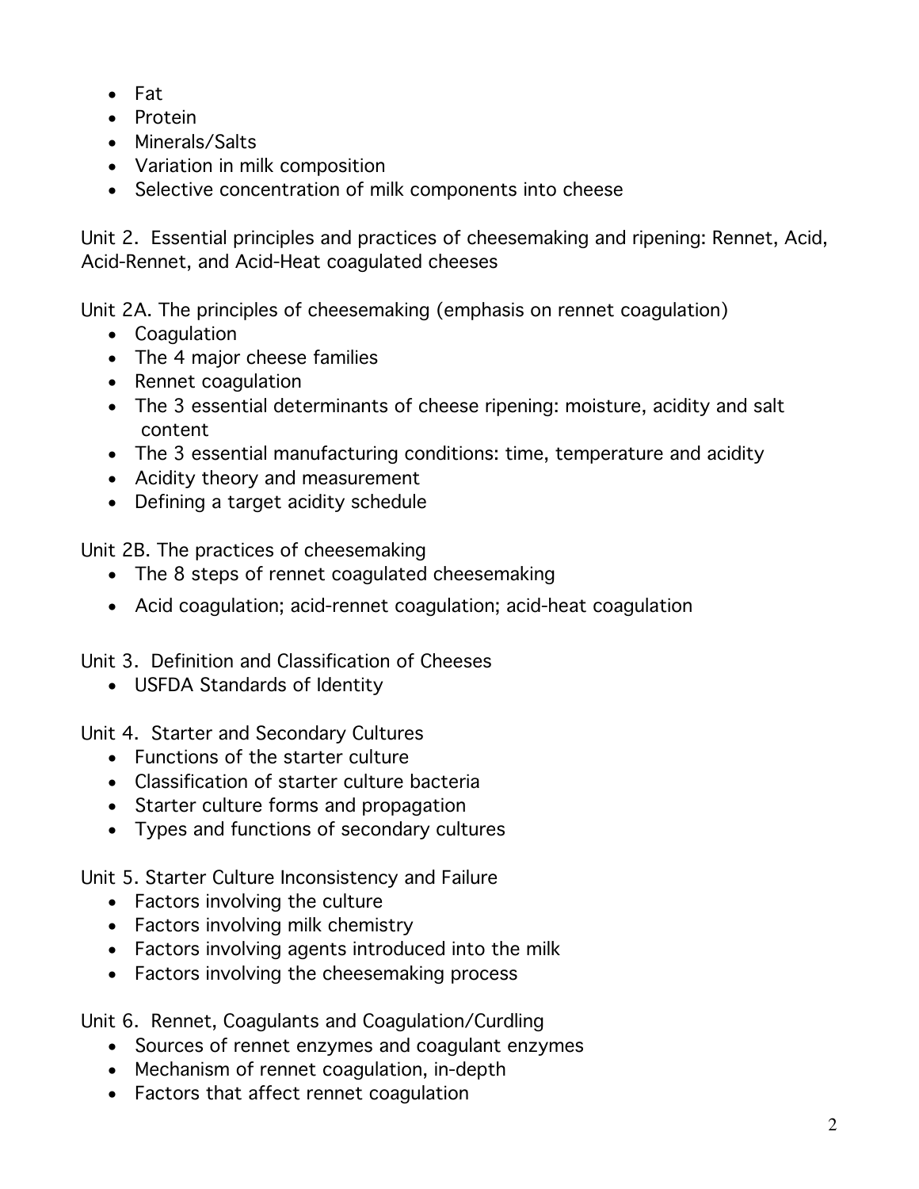- Fat
- Protein
- Minerals/Salts
- Variation in milk composition
- Selective concentration of milk components into cheese

Unit 2. Essential principles and practices of cheesemaking and ripening: Rennet, Acid, Acid-Rennet, and Acid-Heat coagulated cheeses

Unit 2A. The principles of cheesemaking (emphasis on rennet coagulation)

- Coagulation
- The 4 major cheese families
- Rennet coagulation
- The 3 essential determinants of cheese ripening: moisture, acidity and salt content
- The 3 essential manufacturing conditions: time, temperature and acidity
- Acidity theory and measurement
- Defining a target acidity schedule

Unit 2B. The practices of cheesemaking

- The 8 steps of rennet coagulated cheesemaking
- Acid coagulation; acid-rennet coagulation; acid-heat coagulation

Unit 3. Definition and Classification of Cheeses

- USFDA Standards of Identity

Unit 4. Starter and Secondary Cultures

- Functions of the starter culture
- Classification of starter culture bacteria
- Starter culture forms and propagation
- Types and functions of secondary cultures

Unit 5. Starter Culture Inconsistency and Failure

- Factors involving the culture
- Factors involving milk chemistry
- Factors involving agents introduced into the milk
- Factors involving the cheesemaking process

Unit 6. Rennet, Coagulants and Coagulation/Curdling

- Sources of rennet enzymes and coagulant enzymes
- Mechanism of rennet coagulation, in-depth
- Factors that affect rennet coagulation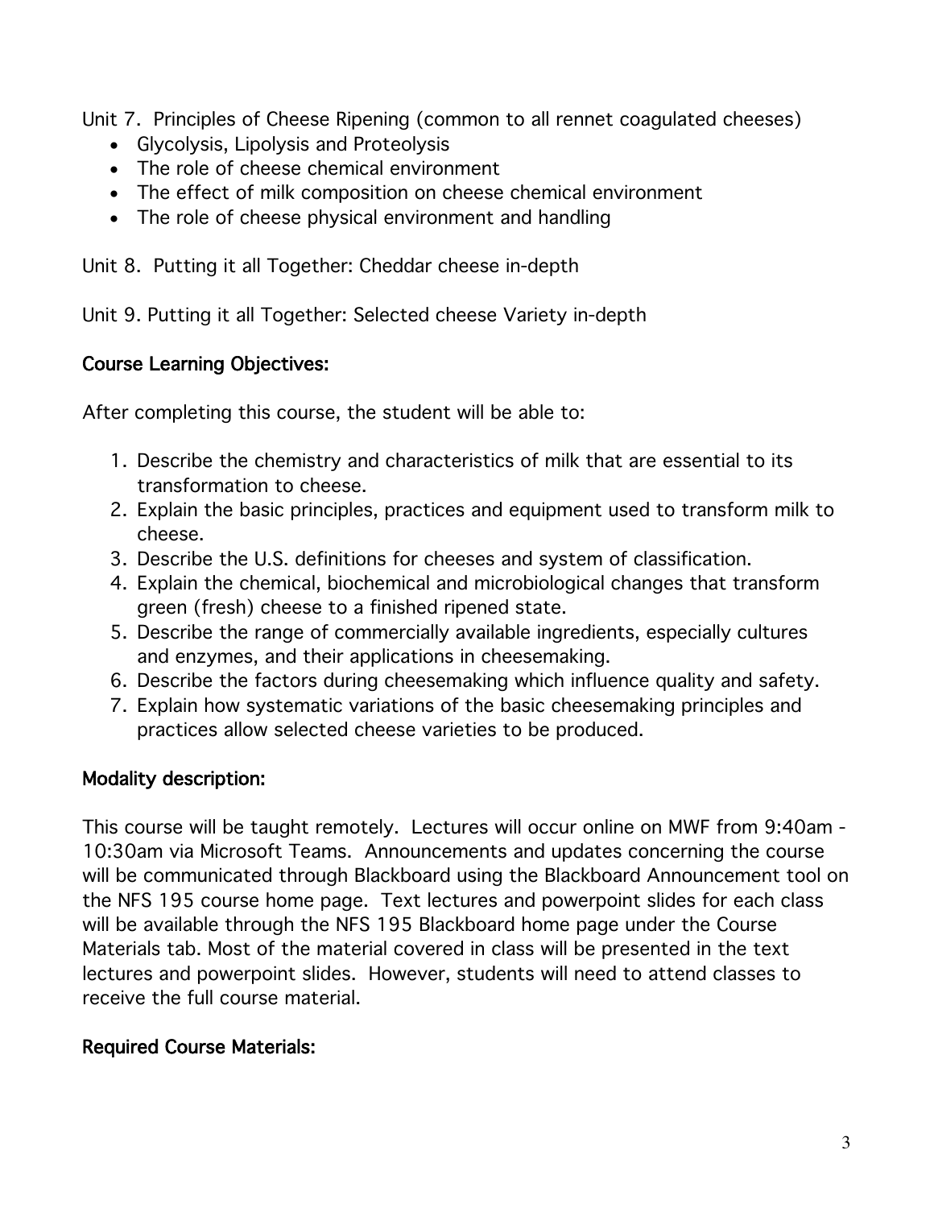Unit 7. Principles of Cheese Ripening (common to all rennet coagulated cheeses)

- Glycolysis, Lipolysis and Proteolysis
- The role of cheese chemical environment
- The effect of milk composition on cheese chemical environment
- The role of cheese physical environment and handling

Unit 8. Putting it all Together: Cheddar cheese in-depth

Unit 9. Putting it all Together: Selected cheese Variety in-depth

## Course Learning Objectives:

After completing this course, the student will be able to:

1. Describe the chemistry and characteristics of milk that are essential to its transformation to cheese.
2. Explain the basic principles, practices and equipment used to transform milk to cheese.
3. Describe the U.S. definitions for cheeses and system of classification.
4. Explain the chemical, biochemical and microbiological changes that transform green (fresh) cheese to a finished ripened state.
5. Describe the range of commercially available ingredients, especially cultures and enzymes, and their applications in cheesemaking.
6. Describe the factors during cheesemaking which influence quality and safety.
7. Explain how systematic variations of the basic cheesemaking principles and practices allow selected cheese varieties to be produced.

## Modality description:

This course will be taught remotely. Lectures will occur online on MWF from 9:40am - 10:30am via Microsoft Teams. Announcements and updates concerning the course will be communicated through Blackboard using the Blackboard Announcement tool on the NFS 195 course home page. Text lectures and powerpoint slides for each class will be available through the NFS 195 Blackboard home page under the Course Materials tab. Most of the material covered in class will be presented in the text lectures and powerpoint slides. However, students will need to attend classes to receive the full course material.

## Required Course Materials: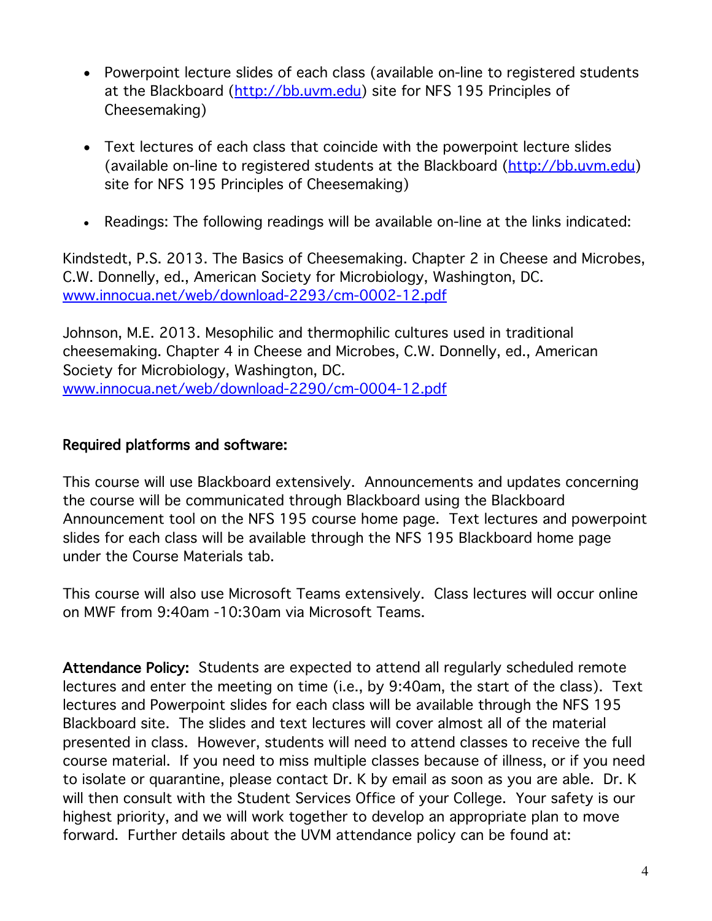- Powerpoint lecture slides of each class (available on-line to registered students at the Blackboard (http://bb.uvm.edu) site for NFS 195 Principles of Cheesemaking)

- Text lectures of each class that coincide with the powerpoint lecture slides (available on-line to registered students at the Blackboard (http://bb.uvm.edu) site for NFS 195 Principles of Cheesemaking)

- Readings: The following readings will be available on-line at the links indicated:

Kindstedt, P.S. 2013. The Basics of Cheesemaking. Chapter 2 in Cheese and Microbes, C.W. Donnelly, ed., American Society for Microbiology, Washington, DC. www.innocua.net/web/download-2293/cm-0002-12.pdf

Johnson, M.E. 2013. Mesophilic and thermophilic cultures used in traditional cheesemaking. Chapter 4 in Cheese and Microbes, C.W. Donnelly, ed., American Society for Microbiology, Washington, DC. www.innocua.net/web/download-2290/cm-0004-12.pdf

**Required platforms and software:**

This course will use Blackboard extensively. Announcements and updates concerning the course will be communicated through Blackboard using the Blackboard Announcement tool on the NFS 195 course home page. Text lectures and powerpoint slides for each class will be available through the NFS 195 Blackboard home page under the Course Materials tab.

This course will also use Microsoft Teams extensively. Class lectures will occur online on MWF from 9:40am -10:30am via Microsoft Teams.

**Attendance Policy:** Students are expected to attend all regularly scheduled remote lectures and enter the meeting on time (i.e., by 9:40am, the start of the class). Text lectures and Powerpoint slides for each class will be available through the NFS 195 Blackboard site. The slides and text lectures will cover almost all of the material presented in class. However, students will need to attend classes to receive the full course material. If you need to miss multiple classes because of illness, or if you need to isolate or quarantine, please contact Dr. K by email as soon as you are able. Dr. K will then consult with the Student Services Office of your College. Your safety is our highest priority, and we will work together to develop an appropriate plan to move forward. Further details about the UVM attendance policy can be found at: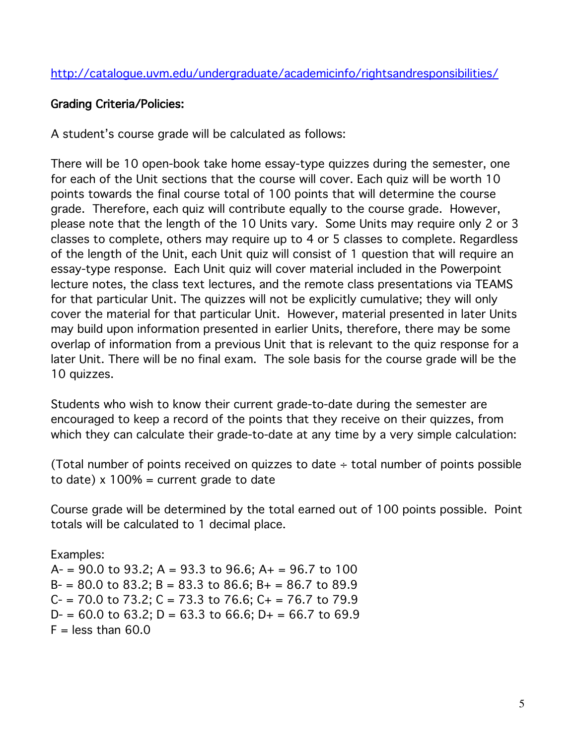http://catalogue.uvm.edu/undergraduate/academicinfo/rightsandresponsibilities/

## Grading Criteria/Policies:

A student's course grade will be calculated as follows:

There will be 10 open-book take home essay-type quizzes during the semester, one for each of the Unit sections that the course will cover. Each quiz will be worth 10 points towards the final course total of 100 points that will determine the course grade. Therefore, each quiz will contribute equally to the course grade. However, please note that the length of the 10 Units vary. Some Units may require only 2 or 3 classes to complete, others may require up to 4 or 5 classes to complete. Regardless of the length of the Unit, each Unit quiz will consist of 1 question that will require an essay-type response. Each Unit quiz will cover material included in the Powerpoint lecture notes, the class text lectures, and the remote class presentations via TEAMS for that particular Unit. The quizzes will not be explicitly cumulative; they will only cover the material for that particular Unit. However, material presented in later Units may build upon information presented in earlier Units, therefore, there may be some overlap of information from a previous Unit that is relevant to the quiz response for a later Unit. There will be no final exam. The sole basis for the course grade will be the 10 quizzes.

Students who wish to know their current grade-to-date during the semester are encouraged to keep a record of the points that they receive on their quizzes, from which they can calculate their grade-to-date at any time by a very simple calculation:

(Total number of points received on quizzes to date ÷ total number of points possible to date) x 100% = current grade to date

Course grade will be determined by the total earned out of 100 points possible. Point totals will be calculated to 1 decimal place.

Examples:
A- = 90.0 to 93.2; A = 93.3 to 96.6; A+ = 96.7 to 100
B- = 80.0 to 83.2; B = 83.3 to 86.6; B+ = 86.7 to 89.9
C- = 70.0 to 73.2; C = 73.3 to 76.6; C+ = 76.7 to 79.9
D- = 60.0 to 63.2; D = 63.3 to 66.6; D+ = 66.7 to 69.9
F = less than 60.0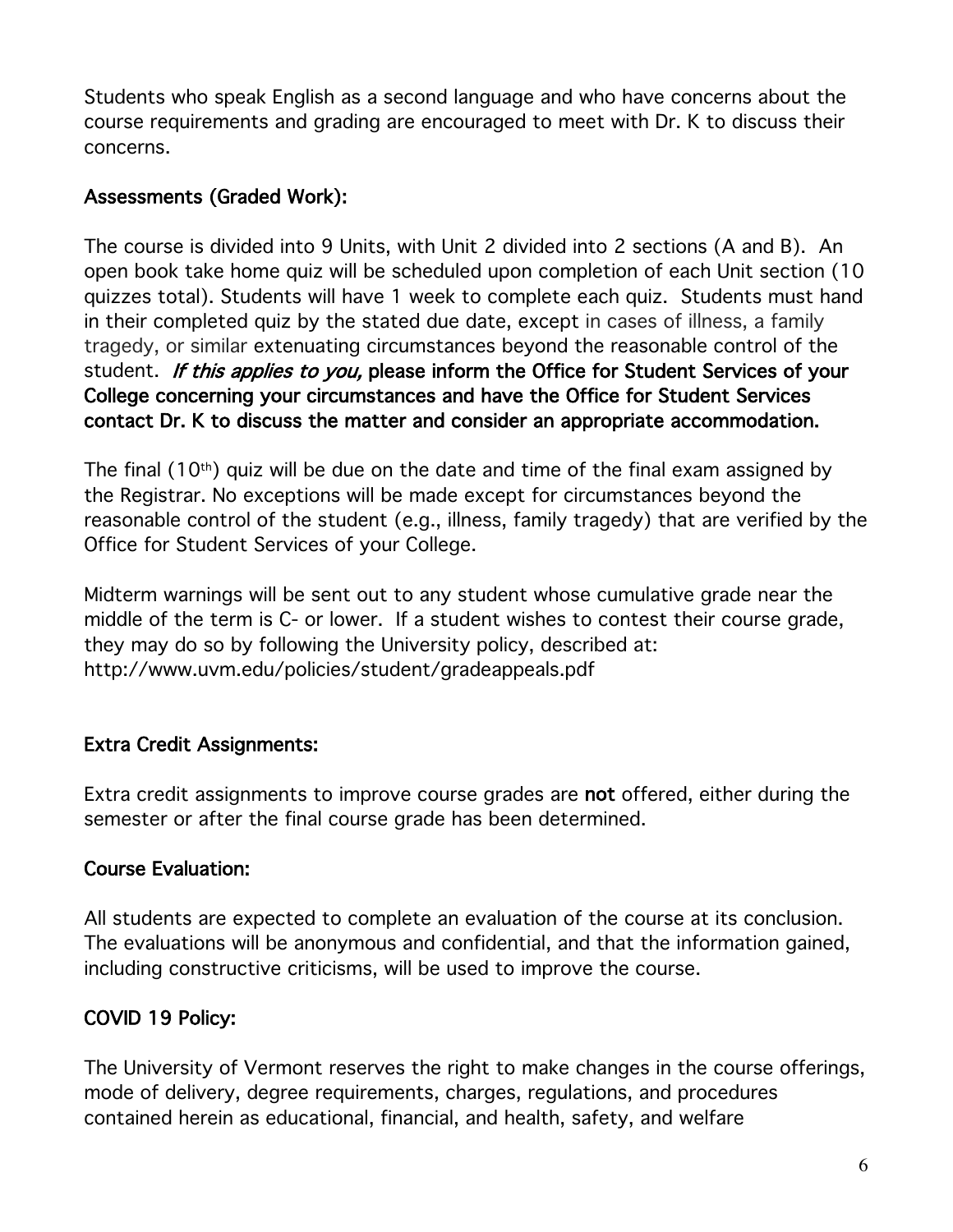Students who speak English as a second language and who have concerns about the course requirements and grading are encouraged to meet with Dr. K to discuss their concerns.

## Assessments (Graded Work):

The course is divided into 9 Units, with Unit 2 divided into 2 sections (A and B). An open book take home quiz will be scheduled upon completion of each Unit section (10 quizzes total). Students will have 1 week to complete each quiz. Students must hand in their completed quiz by the stated due date, except in cases of illness, a family tragedy, or similar extenuating circumstances beyond the reasonable control of the student. ***If this applies to you,*** **please inform the Office for Student Services of your College concerning your circumstances and have the Office for Student Services contact Dr. K to discuss the matter and consider an appropriate accommodation.**

The final (10th) quiz will be due on the date and time of the final exam assigned by the Registrar. No exceptions will be made except for circumstances beyond the reasonable control of the student (e.g., illness, family tragedy) that are verified by the Office for Student Services of your College.

Midterm warnings will be sent out to any student whose cumulative grade near the middle of the term is C- or lower. If a student wishes to contest their course grade, they may do so by following the University policy, described at: http://www.uvm.edu/policies/student/gradeappeals.pdf

## Extra Credit Assignments:

Extra credit assignments to improve course grades are **not** offered, either during the semester or after the final course grade has been determined.

## Course Evaluation:

All students are expected to complete an evaluation of the course at its conclusion. The evaluations will be anonymous and confidential, and that the information gained, including constructive criticisms, will be used to improve the course.

## COVID 19 Policy:

The University of Vermont reserves the right to make changes in the course offerings, mode of delivery, degree requirements, charges, regulations, and procedures contained herein as educational, financial, and health, safety, and welfare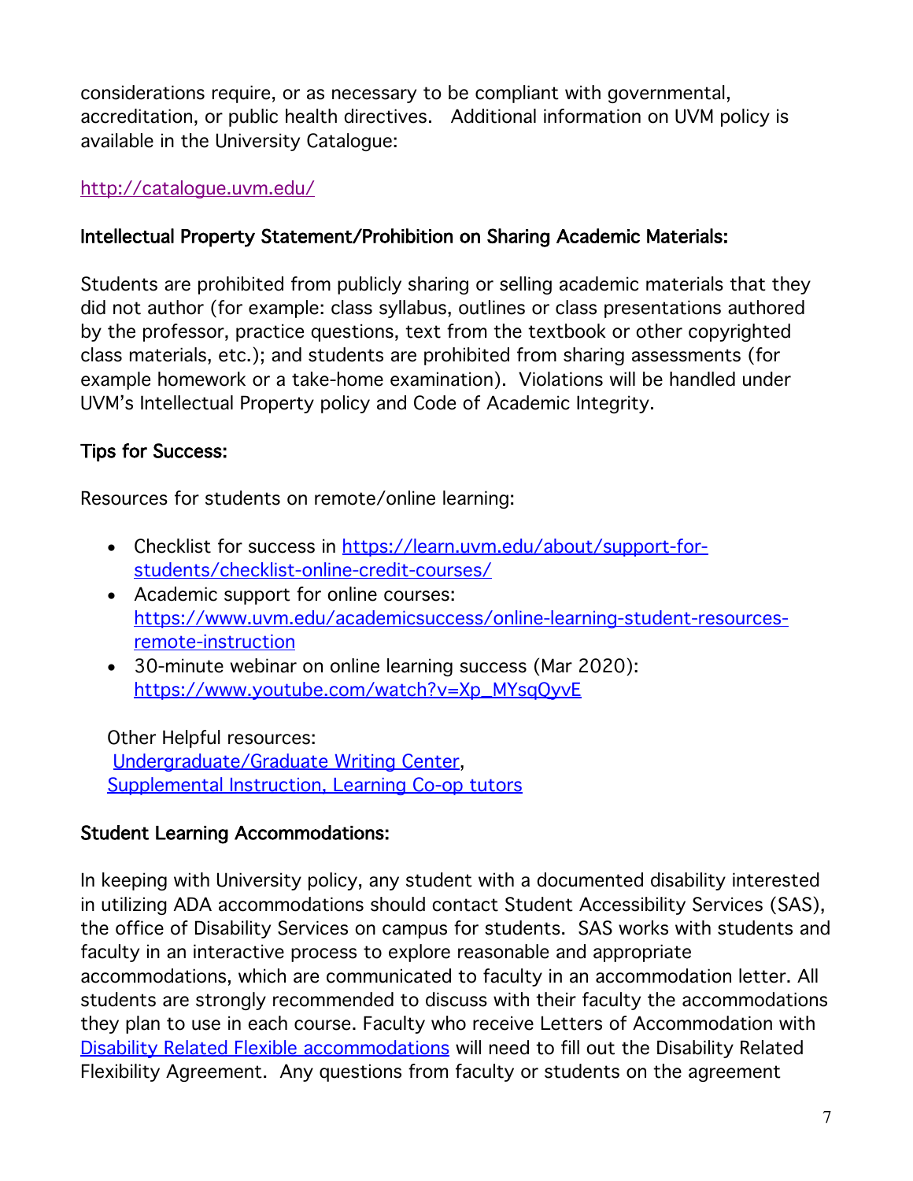considerations require, or as necessary to be compliant with governmental, accreditation, or public health directives. Additional information on UVM policy is available in the University Catalogue:

http://catalogue.uvm.edu/

### Intellectual Property Statement/Prohibition on Sharing Academic Materials:

Students are prohibited from publicly sharing or selling academic materials that they did not author (for example: class syllabus, outlines or class presentations authored by the professor, practice questions, text from the textbook or other copyrighted class materials, etc.); and students are prohibited from sharing assessments (for example homework or a take-home examination). Violations will be handled under UVM's Intellectual Property policy and Code of Academic Integrity.

### Tips for Success:

Resources for students on remote/online learning:

- Checklist for success in https://learn.uvm.edu/about/support-for-students/checklist-online-credit-courses/
- Academic support for online courses: https://www.uvm.edu/academicsuccess/online-learning-student-resources-remote-instruction
- 30-minute webinar on online learning success (Mar 2020): https://www.youtube.com/watch?v=Xp_MYsqQyvE

Other Helpful resources:
Undergraduate/Graduate Writing Center,
Supplemental Instruction, Learning Co-op tutors

### Student Learning Accommodations:

In keeping with University policy, any student with a documented disability interested in utilizing ADA accommodations should contact Student Accessibility Services (SAS), the office of Disability Services on campus for students. SAS works with students and faculty in an interactive process to explore reasonable and appropriate accommodations, which are communicated to faculty in an accommodation letter. All students are strongly recommended to discuss with their faculty the accommodations they plan to use in each course. Faculty who receive Letters of Accommodation with Disability Related Flexible accommodations will need to fill out the Disability Related Flexibility Agreement. Any questions from faculty or students on the agreement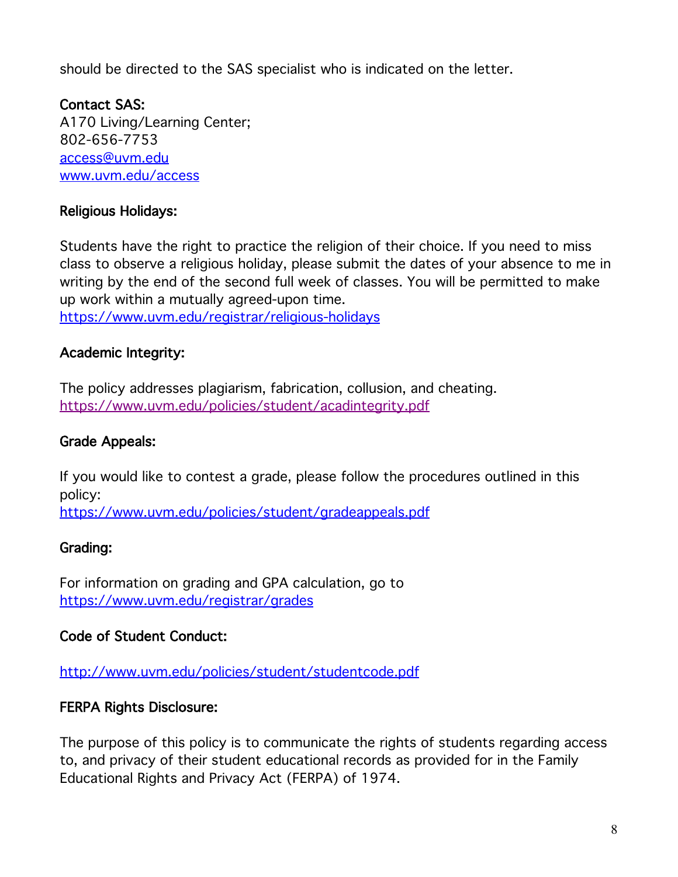should be directed to the SAS specialist who is indicated on the letter.

**Contact SAS:**
A170 Living/Learning Center;
802-656-7753
access@uvm.edu
www.uvm.edu/access

**Religious Holidays:**

Students have the right to practice the religion of their choice. If you need to miss class to observe a religious holiday, please submit the dates of your absence to me in writing by the end of the second full week of classes. You will be permitted to make up work within a mutually agreed-upon time.
https://www.uvm.edu/registrar/religious-holidays

**Academic Integrity:**

The policy addresses plagiarism, fabrication, collusion, and cheating.
https://www.uvm.edu/policies/student/acadintegrity.pdf

**Grade Appeals:**

If you would like to contest a grade, please follow the procedures outlined in this policy:
https://www.uvm.edu/policies/student/gradeappeals.pdf

**Grading:**

For information on grading and GPA calculation, go to
https://www.uvm.edu/registrar/grades

**Code of Student Conduct:**

http://www.uvm.edu/policies/student/studentcode.pdf

**FERPA Rights Disclosure:**

The purpose of this policy is to communicate the rights of students regarding access to, and privacy of their student educational records as provided for in the Family Educational Rights and Privacy Act (FERPA) of 1974.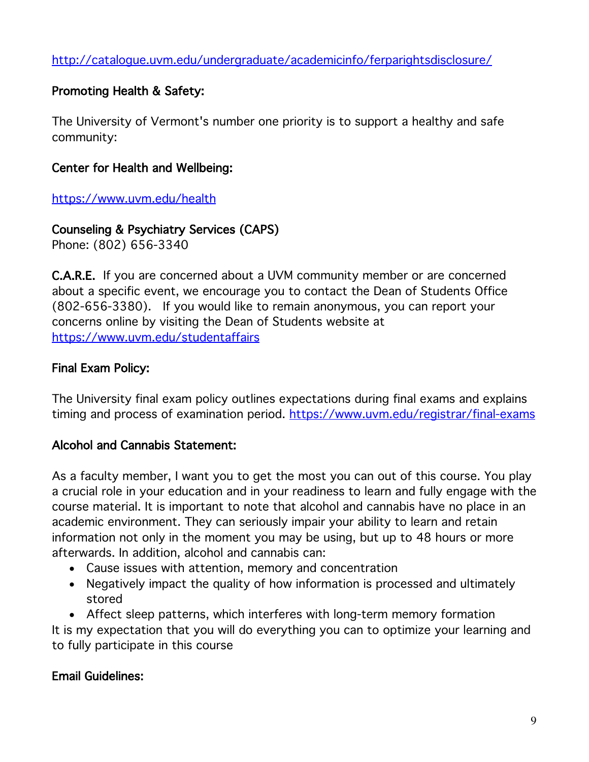http://catalogue.uvm.edu/undergraduate/academicinfo/ferparightsdisclosure/

**Promoting Health & Safety:**

The University of Vermont's number one priority is to support a healthy and safe community:

**Center for Health and Wellbeing:**

https://www.uvm.edu/health

**Counseling & Psychiatry Services (CAPS)**
Phone: (802) 656-3340

**C.A.R.E.** If you are concerned about a UVM community member or are concerned about a specific event, we encourage you to contact the Dean of Students Office (802-656-3380). If you would like to remain anonymous, you can report your concerns online by visiting the Dean of Students website at https://www.uvm.edu/studentaffairs

**Final Exam Policy:**

The University final exam policy outlines expectations during final exams and explains timing and process of examination period. https://www.uvm.edu/registrar/final-exams

**Alcohol and Cannabis Statement:**

As a faculty member, I want you to get the most you can out of this course. You play a crucial role in your education and in your readiness to learn and fully engage with the course material. It is important to note that alcohol and cannabis have no place in an academic environment. They can seriously impair your ability to learn and retain information not only in the moment you may be using, but up to 48 hours or more afterwards. In addition, alcohol and cannabis can:

- Cause issues with attention, memory and concentration
- Negatively impact the quality of how information is processed and ultimately stored
- Affect sleep patterns, which interferes with long-term memory formation

It is my expectation that you will do everything you can to optimize your learning and to fully participate in this course

**Email Guidelines:**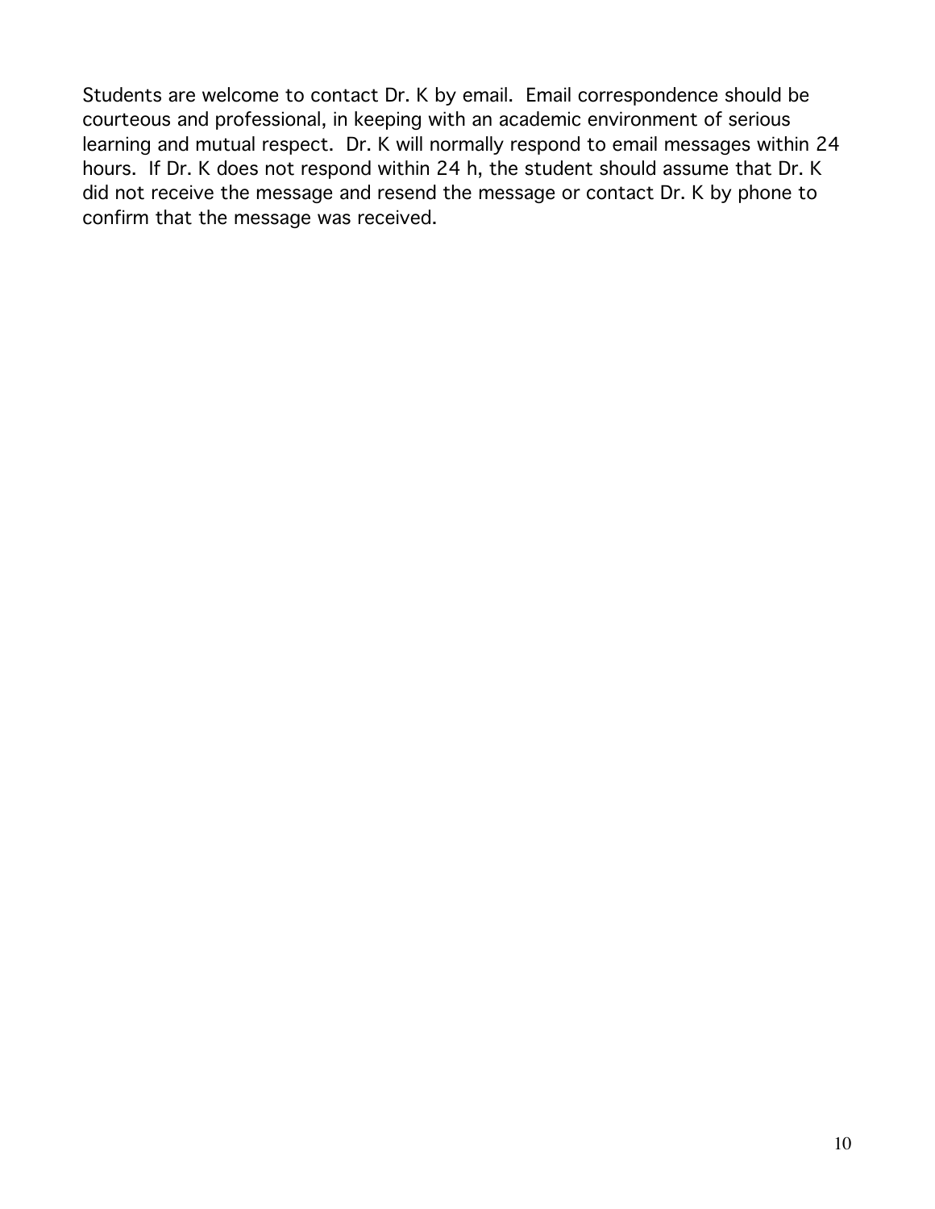Students are welcome to contact Dr. K by email. Email correspondence should be courteous and professional, in keeping with an academic environment of serious learning and mutual respect. Dr. K will normally respond to email messages within 24 hours. If Dr. K does not respond within 24 h, the student should assume that Dr. K did not receive the message and resend the message or contact Dr. K by phone to confirm that the message was received.